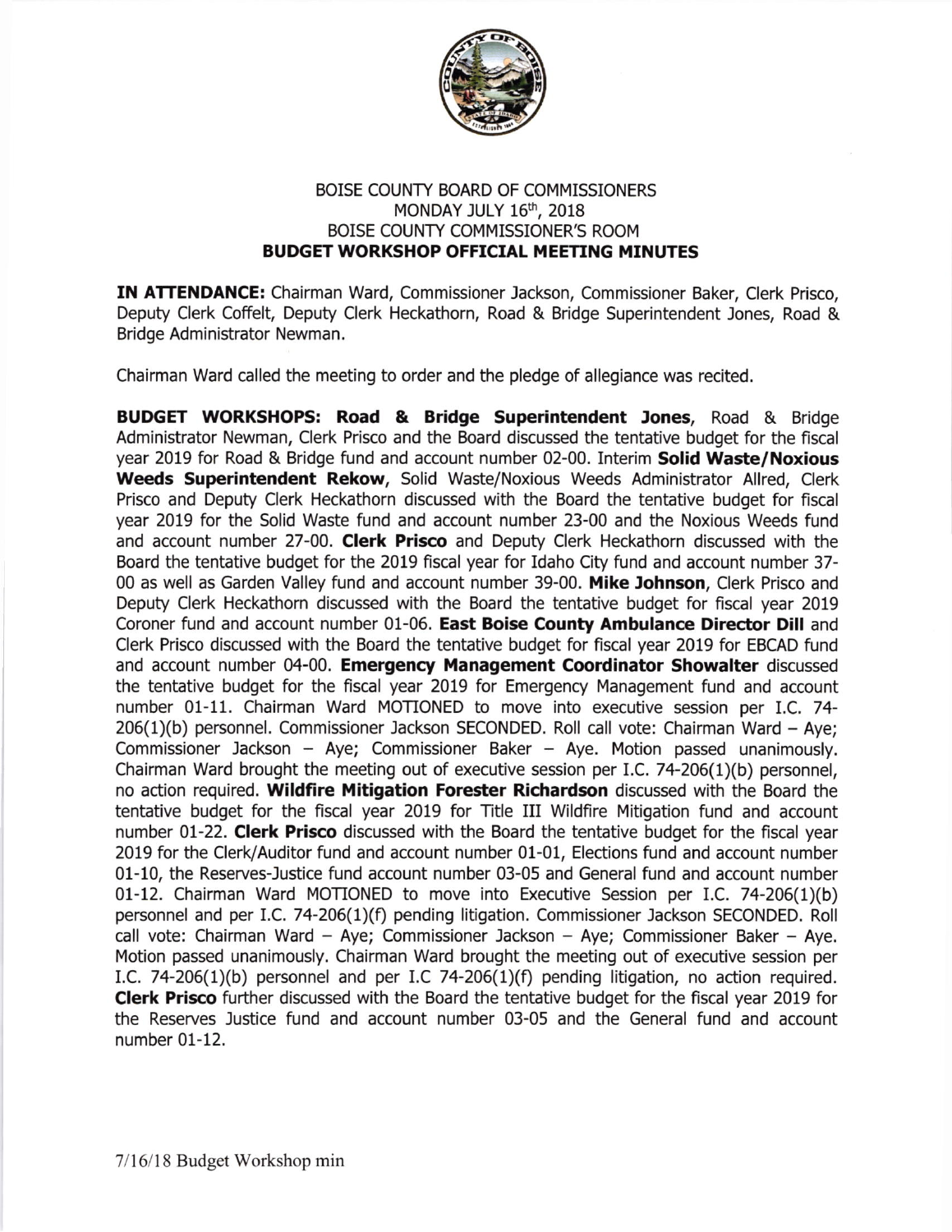BOISE COUNTY BOARD OF COMMISSIONERS
MONDAY JULY 16th, 2018
BOISE COUNTY COMMISSIONER'S ROOM

# BUDGET WORKSHOP OFFICIAL MEETING MINUTES

**IN ATTENDANCE:** Chairman Ward, Commissioner Jackson, Commissioner Baker, Clerk Prisco, Deputy Clerk Coffelt, Deputy Clerk Heckathorn, Road & Bridge Superintendent Jones, Road & Bridge Administrator Newman.

Chairman Ward called the meeting to order and the pledge of allegiance was recited.

**BUDGET WORKSHOPS: Road & Bridge Superintendent Jones**, Road & Bridge Administrator Newman, Clerk Prisco and the Board discussed the tentative budget for the fiscal year 2019 for Road & Bridge fund and account number 02-00. Interim **Solid Waste/Noxious Weeds Superintendent Rekow**, Solid Waste/Noxious Weeds Administrator Allred, Clerk Prisco and Deputy Clerk Heckathorn discussed with the Board the tentative budget for fiscal year 2019 for the Solid Waste fund and account number 23-00 and the Noxious Weeds fund and account number 27-00. **Clerk Prisco** and Deputy Clerk Heckathorn discussed with the Board the tentative budget for the 2019 fiscal year for Idaho City fund and account number 37-00 as well as Garden Valley fund and account number 39-00. **Mike Johnson**, Clerk Prisco and Deputy Clerk Heckathorn discussed with the Board the tentative budget for fiscal year 2019 Coroner fund and account number 01-06. **East Boise County Ambulance Director Dill** and Clerk Prisco discussed with the Board the tentative budget for fiscal year 2019 for EBCAD fund and account number 04-00. **Emergency Management Coordinator Showalter** discussed the tentative budget for the fiscal year 2019 for Emergency Management fund and account number 01-11. Chairman Ward MOTIONED to move into executive session per I.C. 74-206(1)(b) personnel. Commissioner Jackson SECONDED. Roll call vote: Chairman Ward – Aye; Commissioner Jackson – Aye; Commissioner Baker – Aye. Motion passed unanimously. Chairman Ward brought the meeting out of executive session per I.C. 74-206(1)(b) personnel, no action required. **Wildfire Mitigation Forester Richardson** discussed with the Board the tentative budget for the fiscal year 2019 for Title III Wildfire Mitigation fund and account number 01-22. **Clerk Prisco** discussed with the Board the tentative budget for the fiscal year 2019 for the Clerk/Auditor fund and account number 01-01, Elections fund and account number 01-10, the Reserves-Justice fund account number 03-05 and General fund and account number 01-12. Chairman Ward MOTIONED to move into Executive Session per I.C. 74-206(1)(b) personnel and per I.C. 74-206(1)(f) pending litigation. Commissioner Jackson SECONDED. Roll call vote: Chairman Ward – Aye; Commissioner Jackson – Aye; Commissioner Baker – Aye. Motion passed unanimously. Chairman Ward brought the meeting out of executive session per I.C. 74-206(1)(b) personnel and per I.C 74-206(1)(f) pending litigation, no action required. **Clerk Prisco** further discussed with the Board the tentative budget for the fiscal year 2019 for the Reserves Justice fund and account number 03-05 and the General fund and account number 01-12.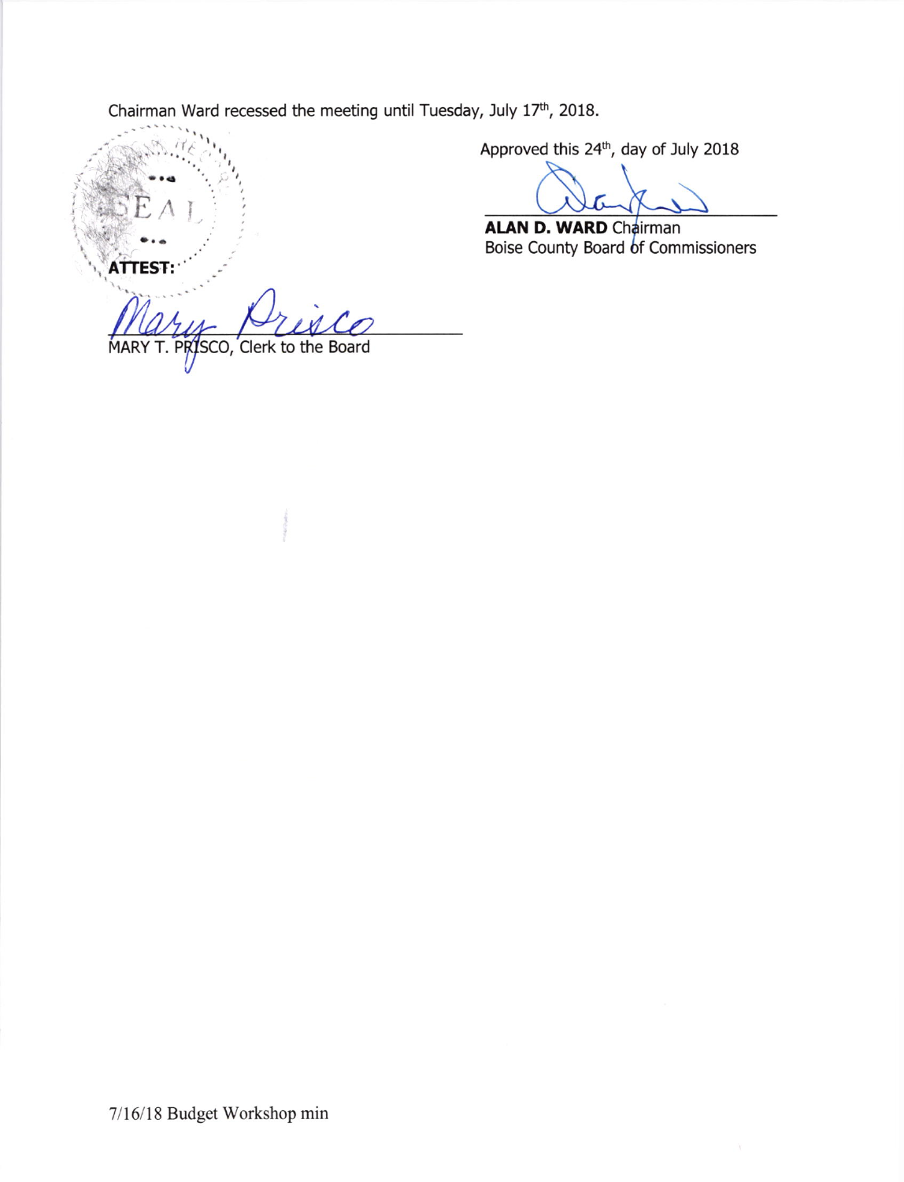Chairman Ward recessed the meeting until Tuesday, July 17th, 2018.

Approved this 24th, day of July 2018

**ALAN D. WARD** Chairman
Boise County Board of Commissioners

SEAL

**ATTEST:**

MARY T. PRISCO, Clerk to the Board

7/16/18 Budget Workshop min